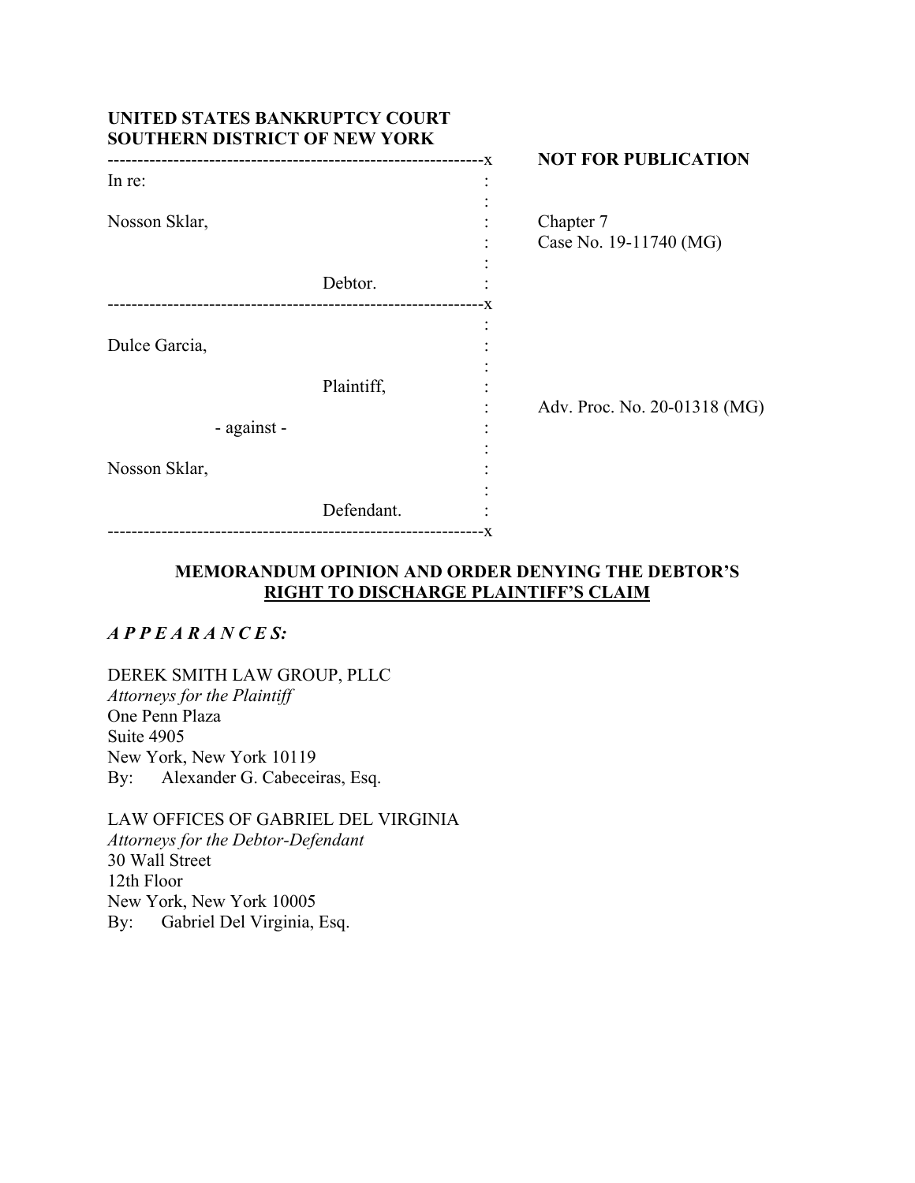**UNITED STATES BANKRUPTCY COURT**
**SOUTHERN DISTRICT OF NEW YORK**

**NOT FOR PUBLICATION**

| | |
|---|---|
| In re: | |
| Nosson Sklar, | Chapter 7 |
| | Case No. 19-11740 (MG) |
| Debtor. | |
| Dulce Garcia, | |
| Plaintiff, | |
| - against - | Adv. Proc. No. 20-01318 (MG) |
| Nosson Sklar, | |
| Defendant. | |

## MEMORANDUM OPINION AND ORDER DENYING THE DEBTOR'S RIGHT TO DISCHARGE PLAINTIFF'S CLAIM

***A P P E A R A N C E S:***

DEREK SMITH LAW GROUP, PLLC
*Attorneys for the Plaintiff*
One Penn Plaza
Suite 4905
New York, New York 10119
By: Alexander G. Cabeceiras, Esq.

LAW OFFICES OF GABRIEL DEL VIRGINIA
*Attorneys for the Debtor-Defendant*
30 Wall Street
12th Floor
New York, New York 10005
By: Gabriel Del Virginia, Esq.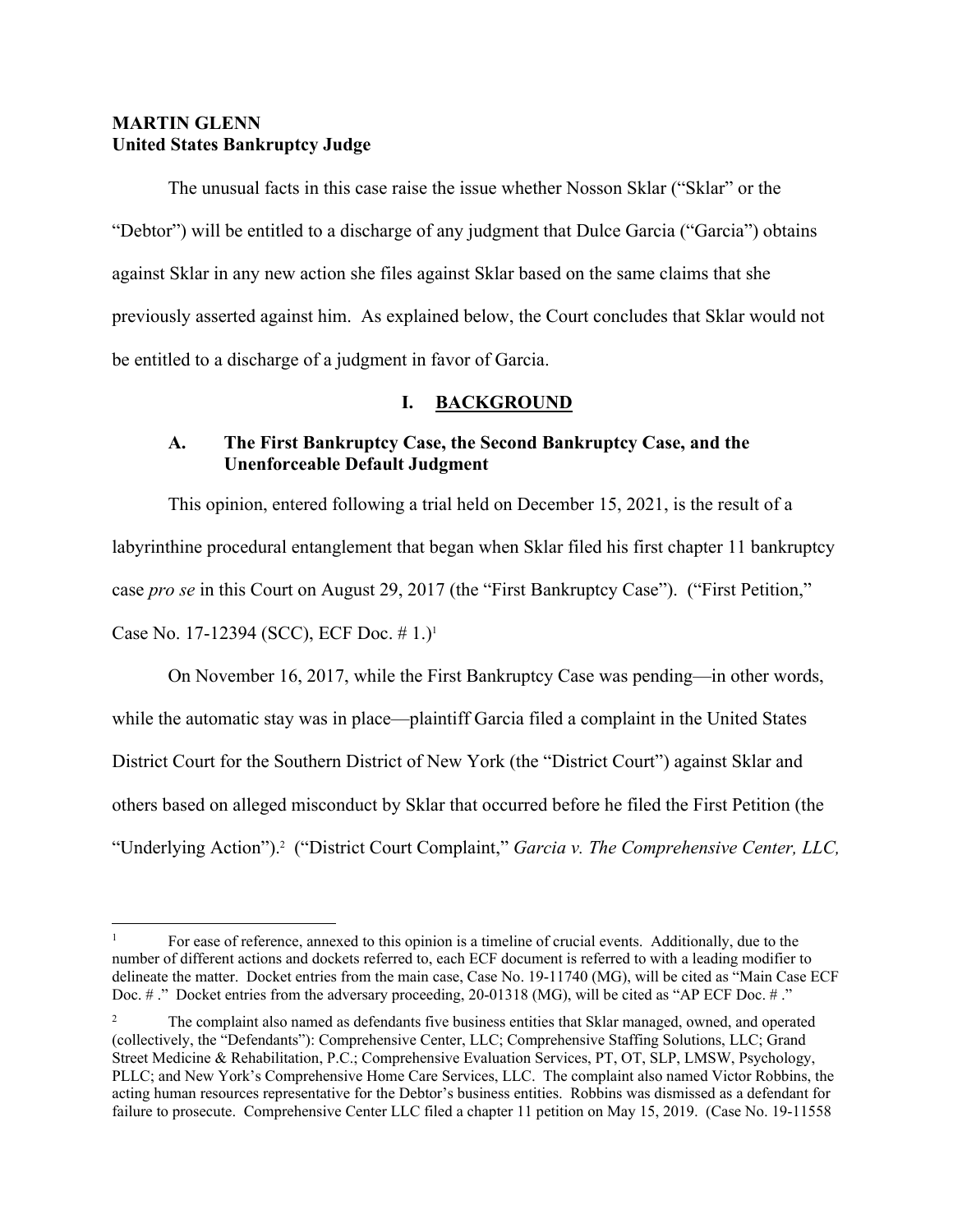**MARTIN GLENN**
**United States Bankruptcy Judge**

The unusual facts in this case raise the issue whether Nosson Sklar ("Sklar" or the "Debtor") will be entitled to a discharge of any judgment that Dulce Garcia ("Garcia") obtains against Sklar in any new action she files against Sklar based on the same claims that she previously asserted against him. As explained below, the Court concludes that Sklar would not be entitled to a discharge of a judgment in favor of Garcia.

## I. BACKGROUND

### A. The First Bankruptcy Case, the Second Bankruptcy Case, and the Unenforceable Default Judgment

This opinion, entered following a trial held on December 15, 2021, is the result of a labyrinthine procedural entanglement that began when Sklar filed his first chapter 11 bankruptcy case *pro se* in this Court on August 29, 2017 (the "First Bankruptcy Case"). ("First Petition," Case No. 17-12394 (SCC), ECF Doc. # 1.)[1]

On November 16, 2017, while the First Bankruptcy Case was pending—in other words, while the automatic stay was in place—plaintiff Garcia filed a complaint in the United States District Court for the Southern District of New York (the "District Court") against Sklar and others based on alleged misconduct by Sklar that occurred before he filed the First Petition (the "Underlying Action").[2] ("District Court Complaint," *Garcia v. The Comprehensive Center, LLC,*

[1] For ease of reference, annexed to this opinion is a timeline of crucial events. Additionally, due to the number of different actions and dockets referred to, each ECF document is referred to with a leading modifier to delineate the matter. Docket entries from the main case, Case No. 19-11740 (MG), will be cited as "Main Case ECF Doc. # ." Docket entries from the adversary proceeding, 20-01318 (MG), will be cited as "AP ECF Doc. # ."

[2] The complaint also named as defendants five business entities that Sklar managed, owned, and operated (collectively, the "Defendants"): Comprehensive Center, LLC; Comprehensive Staffing Solutions, LLC; Grand Street Medicine & Rehabilitation, P.C.; Comprehensive Evaluation Services, PT, OT, SLP, LMSW, Psychology, PLLC; and New York's Comprehensive Home Care Services, LLC. The complaint also named Victor Robbins, the acting human resources representative for the Debtor's business entities. Robbins was dismissed as a defendant for failure to prosecute. Comprehensive Center LLC filed a chapter 11 petition on May 15, 2019. (Case No. 19-11558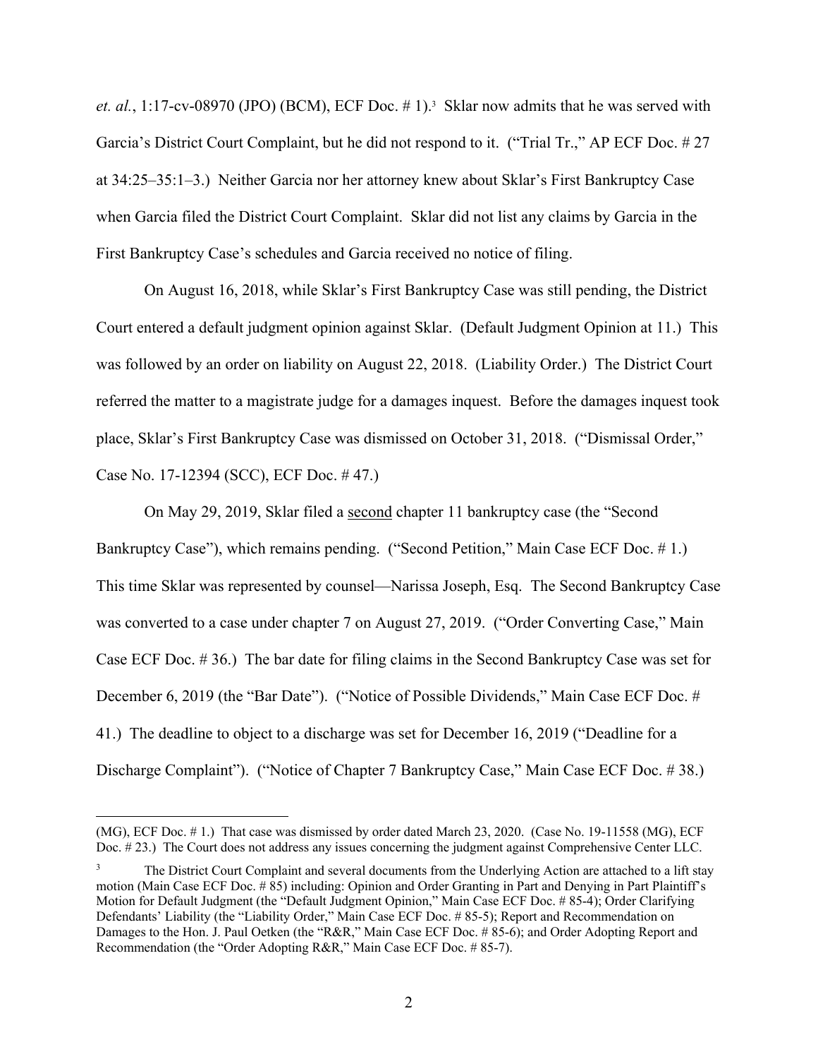*et. al.*, 1:17-cv-08970 (JPO) (BCM), ECF Doc. # 1).[3] Sklar now admits that he was served with Garcia's District Court Complaint, but he did not respond to it. ("Trial Tr.," AP ECF Doc. # 27 at 34:25–35:1–3.) Neither Garcia nor her attorney knew about Sklar's First Bankruptcy Case when Garcia filed the District Court Complaint. Sklar did not list any claims by Garcia in the First Bankruptcy Case's schedules and Garcia received no notice of filing.

On August 16, 2018, while Sklar's First Bankruptcy Case was still pending, the District Court entered a default judgment opinion against Sklar. (Default Judgment Opinion at 11.) This was followed by an order on liability on August 22, 2018. (Liability Order.) The District Court referred the matter to a magistrate judge for a damages inquest. Before the damages inquest took place, Sklar's First Bankruptcy Case was dismissed on October 31, 2018. ("Dismissal Order," Case No. 17-12394 (SCC), ECF Doc. # 47.)

On May 29, 2019, Sklar filed a <u>second</u> chapter 11 bankruptcy case (the "Second Bankruptcy Case"), which remains pending. ("Second Petition," Main Case ECF Doc. # 1.) This time Sklar was represented by counsel—Narissa Joseph, Esq. The Second Bankruptcy Case was converted to a case under chapter 7 on August 27, 2019. ("Order Converting Case," Main Case ECF Doc. # 36.) The bar date for filing claims in the Second Bankruptcy Case was set for December 6, 2019 (the "Bar Date"). ("Notice of Possible Dividends," Main Case ECF Doc. # 41.) The deadline to object to a discharge was set for December 16, 2019 ("Deadline for a Discharge Complaint"). ("Notice of Chapter 7 Bankruptcy Case," Main Case ECF Doc. # 38.)

---

(MG), ECF Doc. # 1.) That case was dismissed by order dated March 23, 2020. (Case No. 19-11558 (MG), ECF Doc. # 23.) The Court does not address any issues concerning the judgment against Comprehensive Center LLC.

[3] The District Court Complaint and several documents from the Underlying Action are attached to a lift stay motion (Main Case ECF Doc. # 85) including: Opinion and Order Granting in Part and Denying in Part Plaintiff's Motion for Default Judgment (the "Default Judgment Opinion," Main Case ECF Doc. # 85-4); Order Clarifying Defendants' Liability (the "Liability Order," Main Case ECF Doc. # 85-5); Report and Recommendation on Damages to the Hon. J. Paul Oetken (the "R&R," Main Case ECF Doc. # 85-6); and Order Adopting Report and Recommendation (the "Order Adopting R&R," Main Case ECF Doc. # 85-7).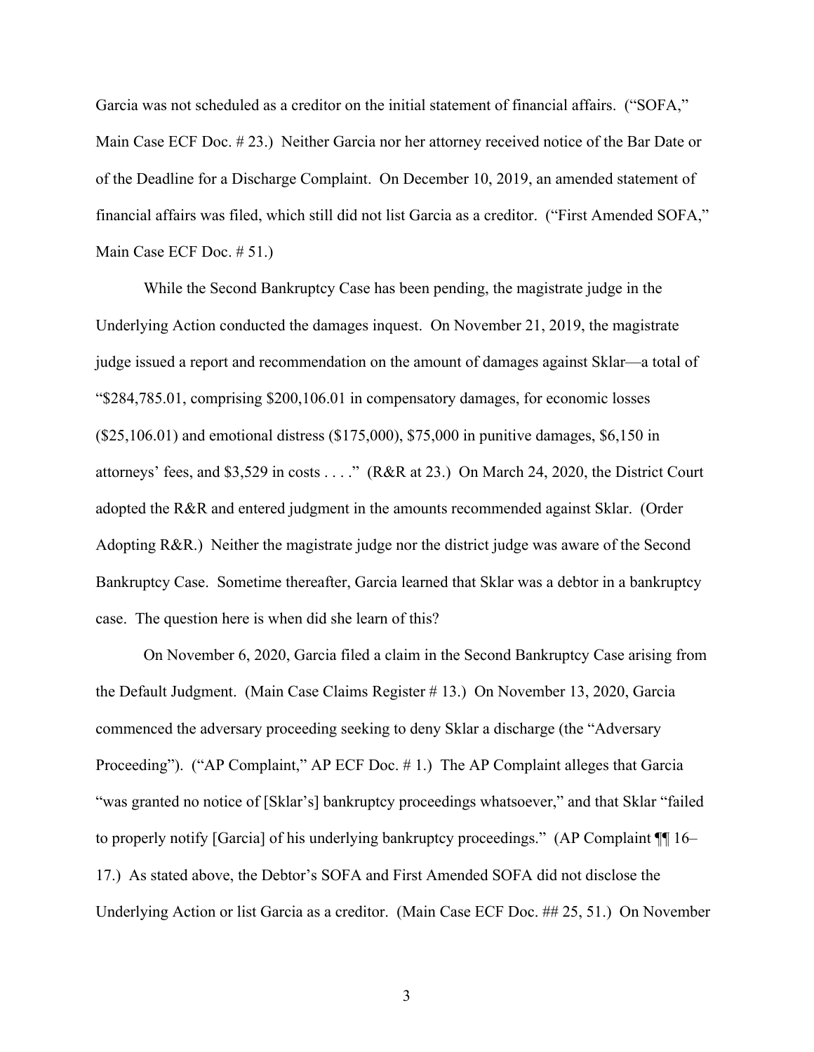Garcia was not scheduled as a creditor on the initial statement of financial affairs. ("SOFA," Main Case ECF Doc. # 23.) Neither Garcia nor her attorney received notice of the Bar Date or of the Deadline for a Discharge Complaint. On December 10, 2019, an amended statement of financial affairs was filed, which still did not list Garcia as a creditor. ("First Amended SOFA," Main Case ECF Doc. # 51.)

While the Second Bankruptcy Case has been pending, the magistrate judge in the Underlying Action conducted the damages inquest. On November 21, 2019, the magistrate judge issued a report and recommendation on the amount of damages against Sklar—a total of "$284,785.01, comprising $200,106.01 in compensatory damages, for economic losses ($25,106.01) and emotional distress ($175,000), $75,000 in punitive damages, $6,150 in attorneys' fees, and $3,529 in costs . . . ." (R&R at 23.) On March 24, 2020, the District Court adopted the R&R and entered judgment in the amounts recommended against Sklar. (Order Adopting R&R.) Neither the magistrate judge nor the district judge was aware of the Second Bankruptcy Case. Sometime thereafter, Garcia learned that Sklar was a debtor in a bankruptcy case. The question here is when did she learn of this?

On November 6, 2020, Garcia filed a claim in the Second Bankruptcy Case arising from the Default Judgment. (Main Case Claims Register # 13.) On November 13, 2020, Garcia commenced the adversary proceeding seeking to deny Sklar a discharge (the "Adversary Proceeding"). ("AP Complaint," AP ECF Doc. # 1.) The AP Complaint alleges that Garcia "was granted no notice of [Sklar's] bankruptcy proceedings whatsoever," and that Sklar "failed to properly notify [Garcia] of his underlying bankruptcy proceedings." (AP Complaint ¶¶ 16–17.) As stated above, the Debtor's SOFA and First Amended SOFA did not disclose the Underlying Action or list Garcia as a creditor. (Main Case ECF Doc. ## 25, 51.) On November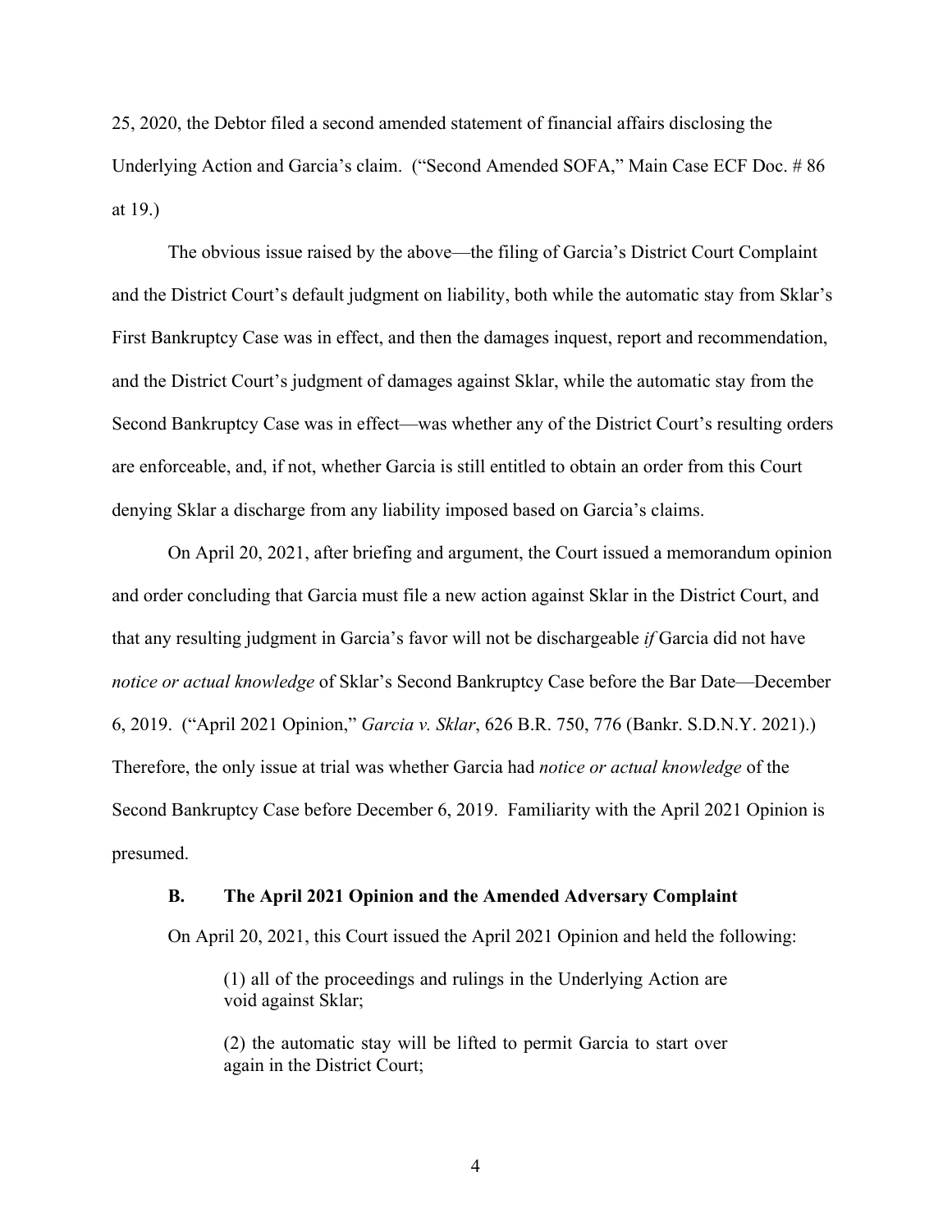25, 2020, the Debtor filed a second amended statement of financial affairs disclosing the Underlying Action and Garcia's claim. ("Second Amended SOFA," Main Case ECF Doc. # 86 at 19.)

The obvious issue raised by the above—the filing of Garcia's District Court Complaint and the District Court's default judgment on liability, both while the automatic stay from Sklar's First Bankruptcy Case was in effect, and then the damages inquest, report and recommendation, and the District Court's judgment of damages against Sklar, while the automatic stay from the Second Bankruptcy Case was in effect—was whether any of the District Court's resulting orders are enforceable, and, if not, whether Garcia is still entitled to obtain an order from this Court denying Sklar a discharge from any liability imposed based on Garcia's claims.

On April 20, 2021, after briefing and argument, the Court issued a memorandum opinion and order concluding that Garcia must file a new action against Sklar in the District Court, and that any resulting judgment in Garcia's favor will not be dischargeable *if* Garcia did not have *notice or actual knowledge* of Sklar's Second Bankruptcy Case before the Bar Date—December 6, 2019. ("April 2021 Opinion," *Garcia v. Sklar*, 626 B.R. 750, 776 (Bankr. S.D.N.Y. 2021).) Therefore, the only issue at trial was whether Garcia had *notice or actual knowledge* of the Second Bankruptcy Case before December 6, 2019. Familiarity with the April 2021 Opinion is presumed.

### B. The April 2021 Opinion and the Amended Adversary Complaint

On April 20, 2021, this Court issued the April 2021 Opinion and held the following:

> (1) all of the proceedings and rulings in the Underlying Action are void against Sklar;
>
> (2) the automatic stay will be lifted to permit Garcia to start over again in the District Court;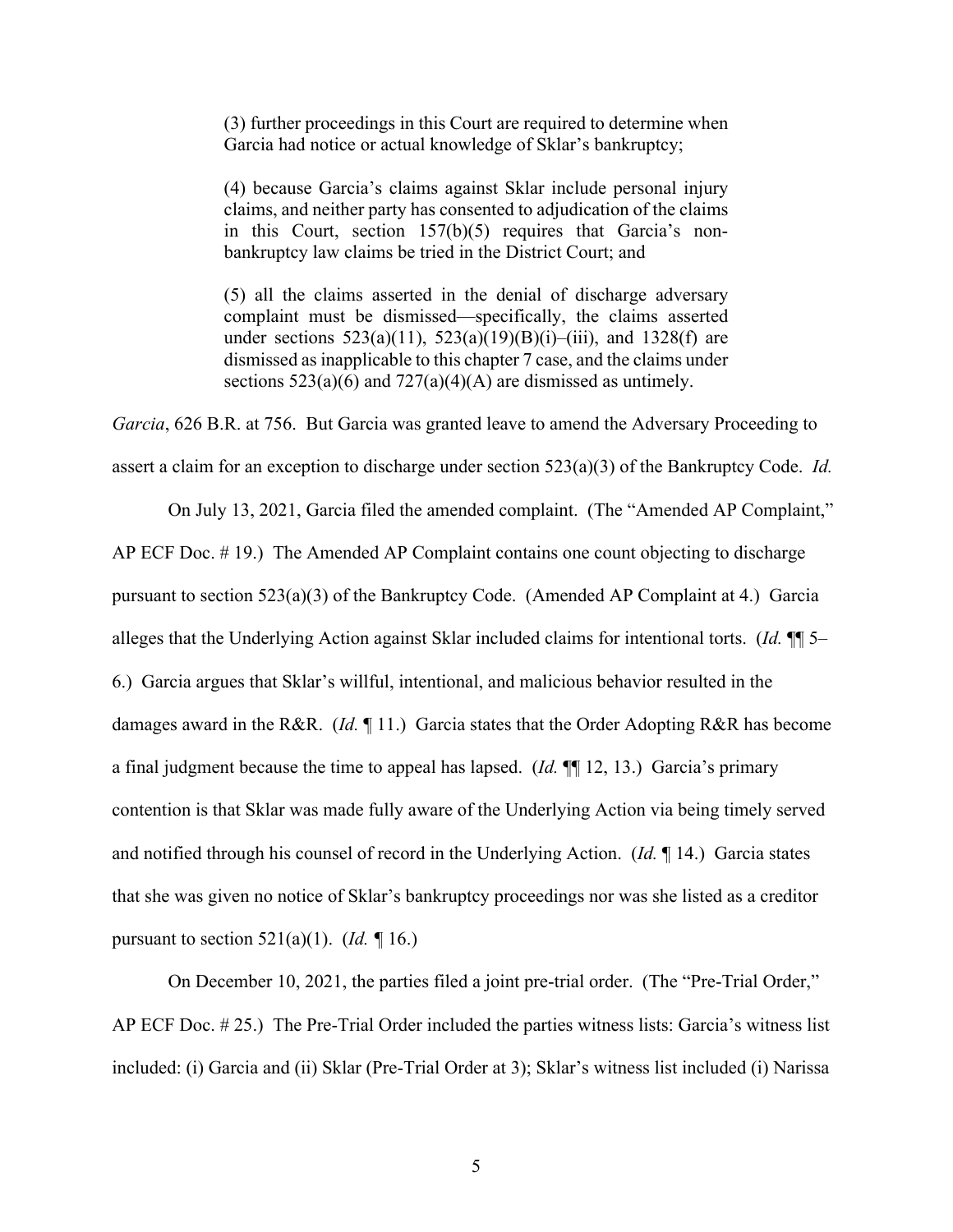> (3) further proceedings in this Court are required to determine when Garcia had notice or actual knowledge of Sklar's bankruptcy;
>
> (4) because Garcia's claims against Sklar include personal injury claims, and neither party has consented to adjudication of the claims in this Court, section 157(b)(5) requires that Garcia's non-bankruptcy law claims be tried in the District Court; and
>
> (5) all the claims asserted in the denial of discharge adversary complaint must be dismissed—specifically, the claims asserted under sections 523(a)(11), 523(a)(19)(B)(i)–(iii), and 1328(f) are dismissed as inapplicable to this chapter 7 case, and the claims under sections 523(a)(6) and 727(a)(4)(A) are dismissed as untimely.

*Garcia*, 626 B.R. at 756. But Garcia was granted leave to amend the Adversary Proceeding to assert a claim for an exception to discharge under section 523(a)(3) of the Bankruptcy Code. *Id.*

On July 13, 2021, Garcia filed the amended complaint. (The "Amended AP Complaint," AP ECF Doc. # 19.) The Amended AP Complaint contains one count objecting to discharge pursuant to section 523(a)(3) of the Bankruptcy Code. (Amended AP Complaint at 4.) Garcia alleges that the Underlying Action against Sklar included claims for intentional torts. (*Id.* ¶¶ 5–6.) Garcia argues that Sklar's willful, intentional, and malicious behavior resulted in the damages award in the R&R. (*Id.* ¶ 11.) Garcia states that the Order Adopting R&R has become a final judgment because the time to appeal has lapsed. (*Id.* ¶¶ 12, 13.) Garcia's primary contention is that Sklar was made fully aware of the Underlying Action via being timely served and notified through his counsel of record in the Underlying Action. (*Id.* ¶ 14.) Garcia states that she was given no notice of Sklar's bankruptcy proceedings nor was she listed as a creditor pursuant to section 521(a)(1). (*Id.* ¶ 16.)

On December 10, 2021, the parties filed a joint pre-trial order. (The "Pre-Trial Order," AP ECF Doc. # 25.) The Pre-Trial Order included the parties witness lists: Garcia's witness list included: (i) Garcia and (ii) Sklar (Pre-Trial Order at 3); Sklar's witness list included (i) Narissa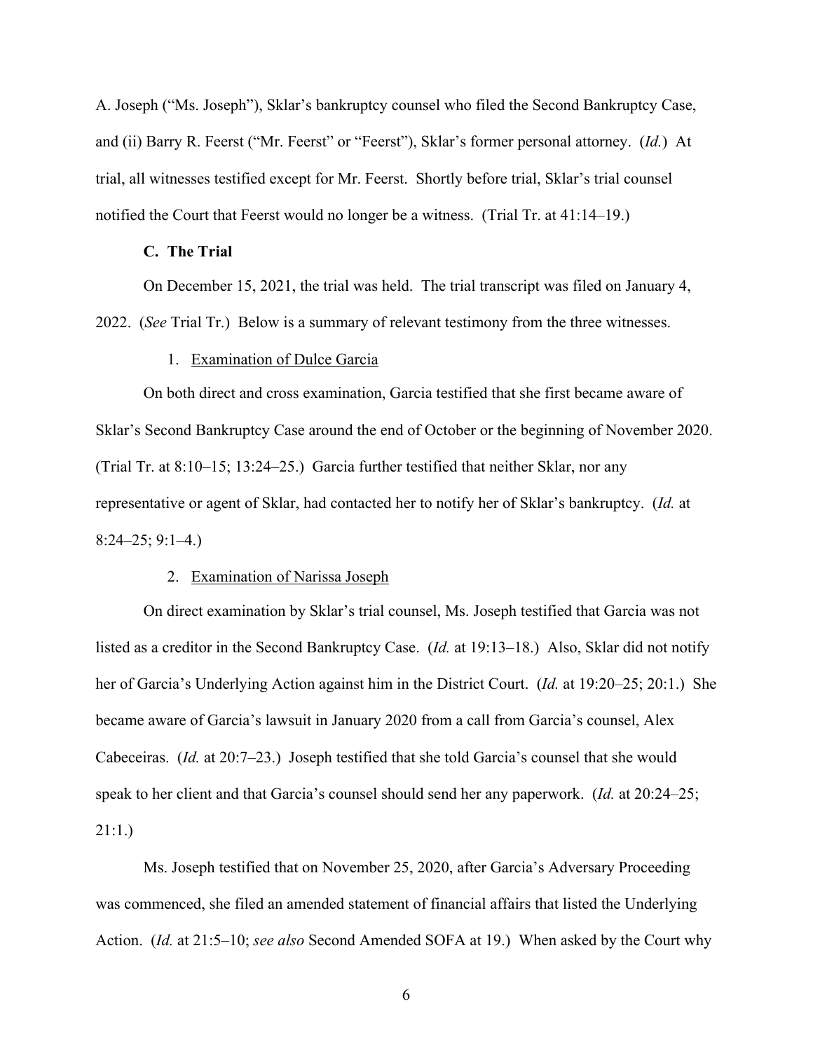A. Joseph ("Ms. Joseph"), Sklar's bankruptcy counsel who filed the Second Bankruptcy Case, and (ii) Barry R. Feerst ("Mr. Feerst" or "Feerst"), Sklar's former personal attorney. (*Id.*) At trial, all witnesses testified except for Mr. Feerst. Shortly before trial, Sklar's trial counsel notified the Court that Feerst would no longer be a witness. (Trial Tr. at 41:14–19.)

### C. The Trial

On December 15, 2021, the trial was held. The trial transcript was filed on January 4, 2022. (*See* Trial Tr.) Below is a summary of relevant testimony from the three witnesses.

#### 1. Examination of Dulce Garcia

On both direct and cross examination, Garcia testified that she first became aware of Sklar's Second Bankruptcy Case around the end of October or the beginning of November 2020. (Trial Tr. at 8:10–15; 13:24–25.) Garcia further testified that neither Sklar, nor any representative or agent of Sklar, had contacted her to notify her of Sklar's bankruptcy. (*Id.* at 8:24–25; 9:1–4.)

#### 2. Examination of Narissa Joseph

On direct examination by Sklar's trial counsel, Ms. Joseph testified that Garcia was not listed as a creditor in the Second Bankruptcy Case. (*Id.* at 19:13–18.) Also, Sklar did not notify her of Garcia's Underlying Action against him in the District Court. (*Id.* at 19:20–25; 20:1.) She became aware of Garcia's lawsuit in January 2020 from a call from Garcia's counsel, Alex Cabeceiras. (*Id.* at 20:7–23.) Joseph testified that she told Garcia's counsel that she would speak to her client and that Garcia's counsel should send her any paperwork. (*Id.* at 20:24–25; 21:1.)

Ms. Joseph testified that on November 25, 2020, after Garcia's Adversary Proceeding was commenced, she filed an amended statement of financial affairs that listed the Underlying Action. (*Id.* at 21:5–10; *see also* Second Amended SOFA at 19.) When asked by the Court why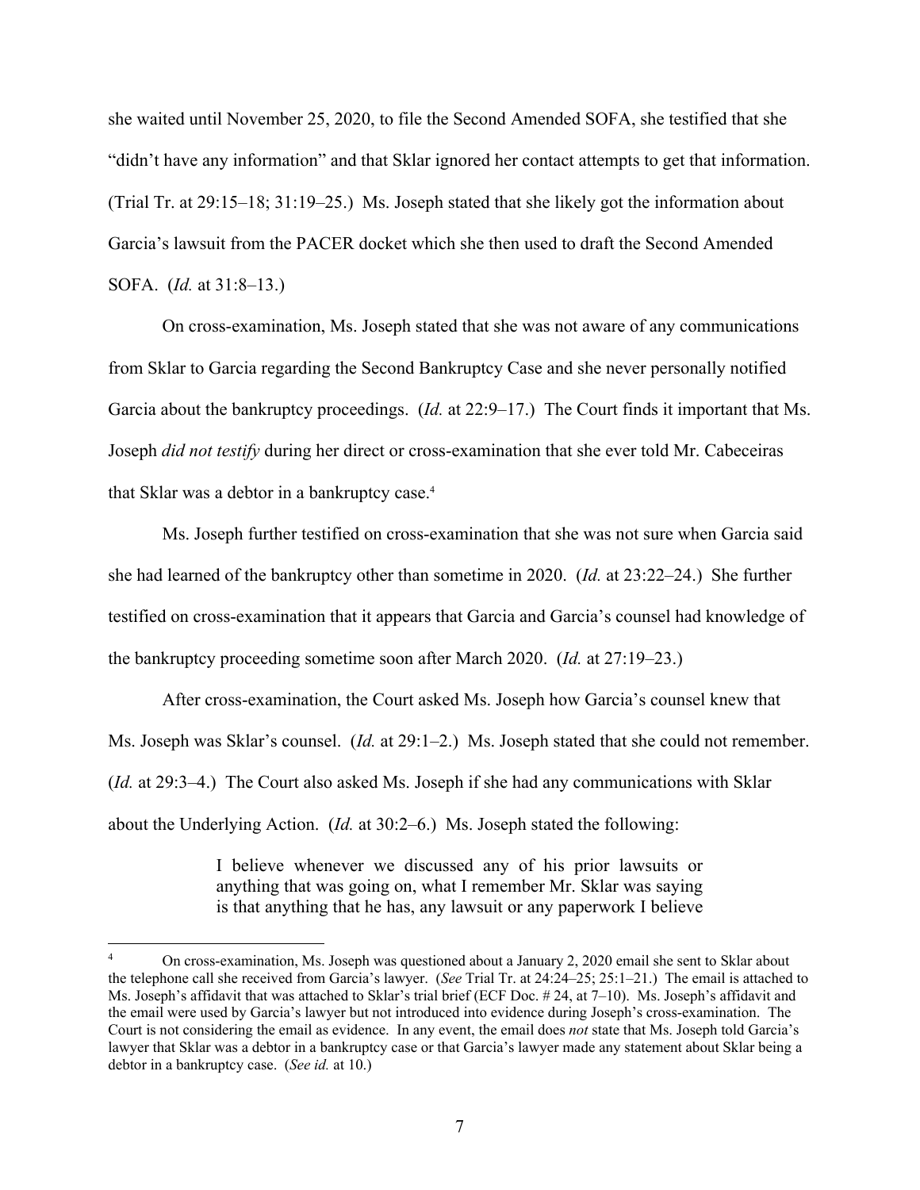she waited until November 25, 2020, to file the Second Amended SOFA, she testified that she "didn't have any information" and that Sklar ignored her contact attempts to get that information. (Trial Tr. at 29:15–18; 31:19–25.) Ms. Joseph stated that she likely got the information about Garcia's lawsuit from the PACER docket which she then used to draft the Second Amended SOFA. (*Id.* at 31:8–13.)

On cross-examination, Ms. Joseph stated that she was not aware of any communications from Sklar to Garcia regarding the Second Bankruptcy Case and she never personally notified Garcia about the bankruptcy proceedings. (*Id.* at 22:9–17.) The Court finds it important that Ms. Joseph *did not testify* during her direct or cross-examination that she ever told Mr. Cabeceiras that Sklar was a debtor in a bankruptcy case.[4]

Ms. Joseph further testified on cross-examination that she was not sure when Garcia said she had learned of the bankruptcy other than sometime in 2020. (*Id.* at 23:22–24.) She further testified on cross-examination that it appears that Garcia and Garcia's counsel had knowledge of the bankruptcy proceeding sometime soon after March 2020. (*Id.* at 27:19–23.)

After cross-examination, the Court asked Ms. Joseph how Garcia's counsel knew that Ms. Joseph was Sklar's counsel. (*Id.* at 29:1–2.) Ms. Joseph stated that she could not remember. (*Id.* at 29:3–4.) The Court also asked Ms. Joseph if she had any communications with Sklar about the Underlying Action. (*Id.* at 30:2–6.) Ms. Joseph stated the following:

> I believe whenever we discussed any of his prior lawsuits or anything that was going on, what I remember Mr. Sklar was saying is that anything that he has, any lawsuit or any paperwork I believe

---

[4] On cross-examination, Ms. Joseph was questioned about a January 2, 2020 email she sent to Sklar about the telephone call she received from Garcia's lawyer. (*See* Trial Tr. at 24:24–25; 25:1–21.) The email is attached to Ms. Joseph's affidavit that was attached to Sklar's trial brief (ECF Doc. # 24, at 7–10). Ms. Joseph's affidavit and the email were used by Garcia's lawyer but not introduced into evidence during Joseph's cross-examination. The Court is not considering the email as evidence. In any event, the email does *not* state that Ms. Joseph told Garcia's lawyer that Sklar was a debtor in a bankruptcy case or that Garcia's lawyer made any statement about Sklar being a debtor in a bankruptcy case. (*See id.* at 10.)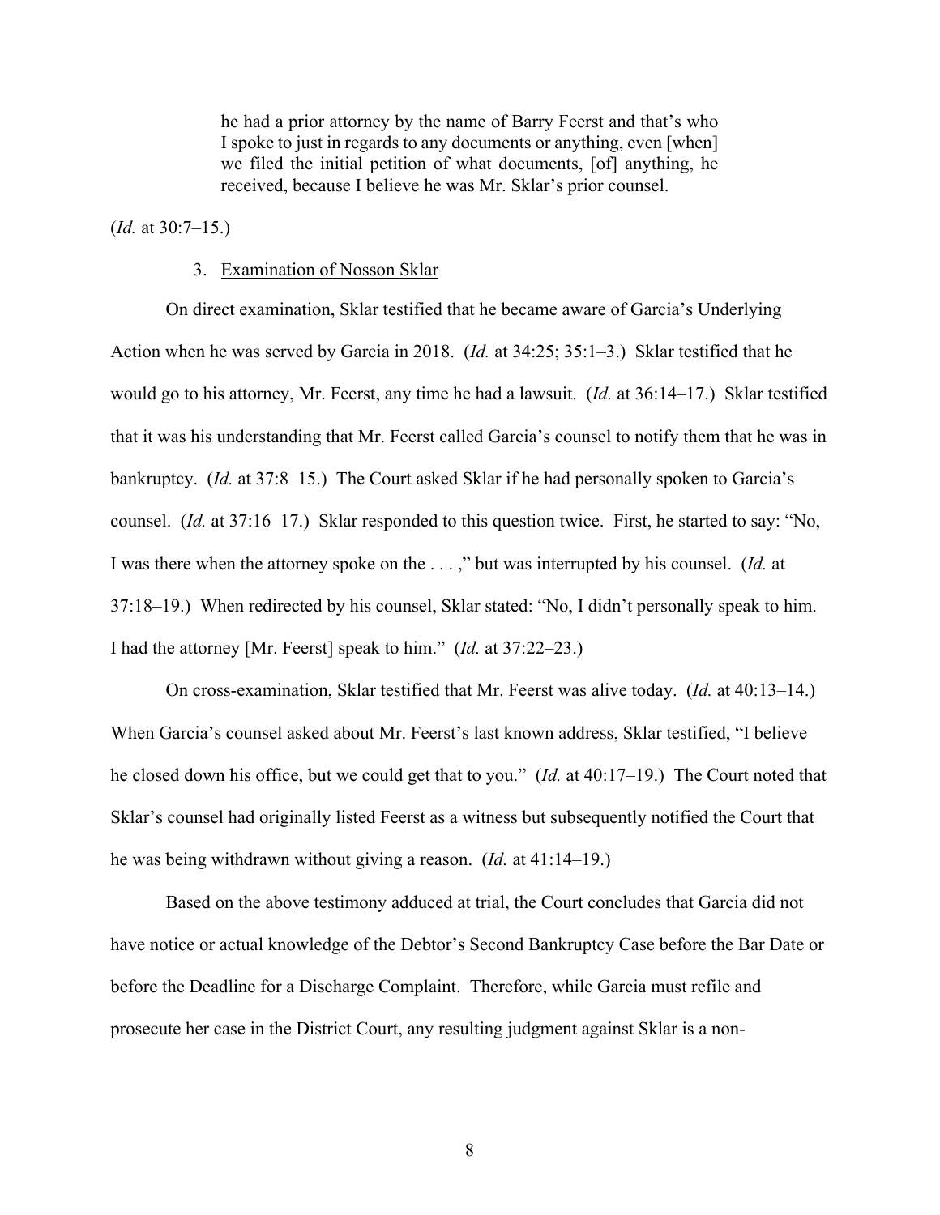> he had a prior attorney by the name of Barry Feerst and that's who I spoke to just in regards to any documents or anything, even [when] we filed the initial petition of what documents, [of] anything, he received, because I believe he was Mr. Sklar's prior counsel.

(*Id.* at 30:7–15.)

3. Examination of Nosson Sklar

On direct examination, Sklar testified that he became aware of Garcia's Underlying Action when he was served by Garcia in 2018. (*Id.* at 34:25; 35:1–3.) Sklar testified that he would go to his attorney, Mr. Feerst, any time he had a lawsuit. (*Id.* at 36:14–17.) Sklar testified that it was his understanding that Mr. Feerst called Garcia's counsel to notify them that he was in bankruptcy. (*Id.* at 37:8–15.) The Court asked Sklar if he had personally spoken to Garcia's counsel. (*Id.* at 37:16–17.) Sklar responded to this question twice. First, he started to say: "No, I was there when the attorney spoke on the . . . ," but was interrupted by his counsel. (*Id.* at 37:18–19.) When redirected by his counsel, Sklar stated: "No, I didn't personally speak to him. I had the attorney [Mr. Feerst] speak to him." (*Id.* at 37:22–23.)

On cross-examination, Sklar testified that Mr. Feerst was alive today. (*Id.* at 40:13–14.) When Garcia's counsel asked about Mr. Feerst's last known address, Sklar testified, "I believe he closed down his office, but we could get that to you." (*Id.* at 40:17–19.) The Court noted that Sklar's counsel had originally listed Feerst as a witness but subsequently notified the Court that he was being withdrawn without giving a reason. (*Id.* at 41:14–19.)

Based on the above testimony adduced at trial, the Court concludes that Garcia did not have notice or actual knowledge of the Debtor's Second Bankruptcy Case before the Bar Date or before the Deadline for a Discharge Complaint. Therefore, while Garcia must refile and prosecute her case in the District Court, any resulting judgment against Sklar is a non-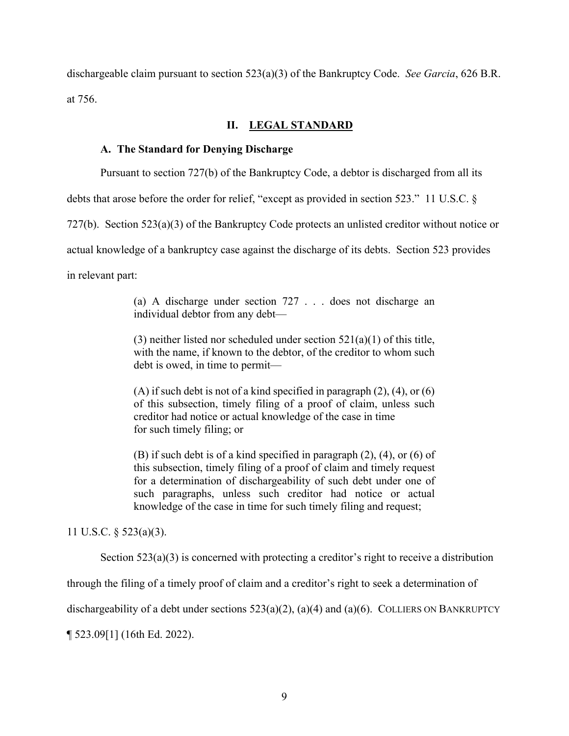dischargeable claim pursuant to section 523(a)(3) of the Bankruptcy Code. *See Garcia*, 626 B.R. at 756.

## II. LEGAL STANDARD

### A. The Standard for Denying Discharge

Pursuant to section 727(b) of the Bankruptcy Code, a debtor is discharged from all its debts that arose before the order for relief, "except as provided in section 523." 11 U.S.C. § 727(b). Section 523(a)(3) of the Bankruptcy Code protects an unlisted creditor without notice or actual knowledge of a bankruptcy case against the discharge of its debts. Section 523 provides in relevant part:

> (a) A discharge under section 727 . . . does not discharge an individual debtor from any debt—
>
> (3) neither listed nor scheduled under section 521(a)(1) of this title, with the name, if known to the debtor, of the creditor to whom such debt is owed, in time to permit—
>
> (A) if such debt is not of a kind specified in paragraph (2), (4), or (6) of this subsection, timely filing of a proof of claim, unless such creditor had notice or actual knowledge of the case in time for such timely filing; or
>
> (B) if such debt is of a kind specified in paragraph (2), (4), or (6) of this subsection, timely filing of a proof of claim and timely request for a determination of dischargeability of such debt under one of such paragraphs, unless such creditor had notice or actual knowledge of the case in time for such timely filing and request;

11 U.S.C. § 523(a)(3).

Section 523(a)(3) is concerned with protecting a creditor's right to receive a distribution through the filing of a timely proof of claim and a creditor's right to seek a determination of dischargeability of a debt under sections 523(a)(2), (a)(4) and (a)(6). COLLIERS ON BANKRUPTCY ¶ 523.09[1] (16th Ed. 2022).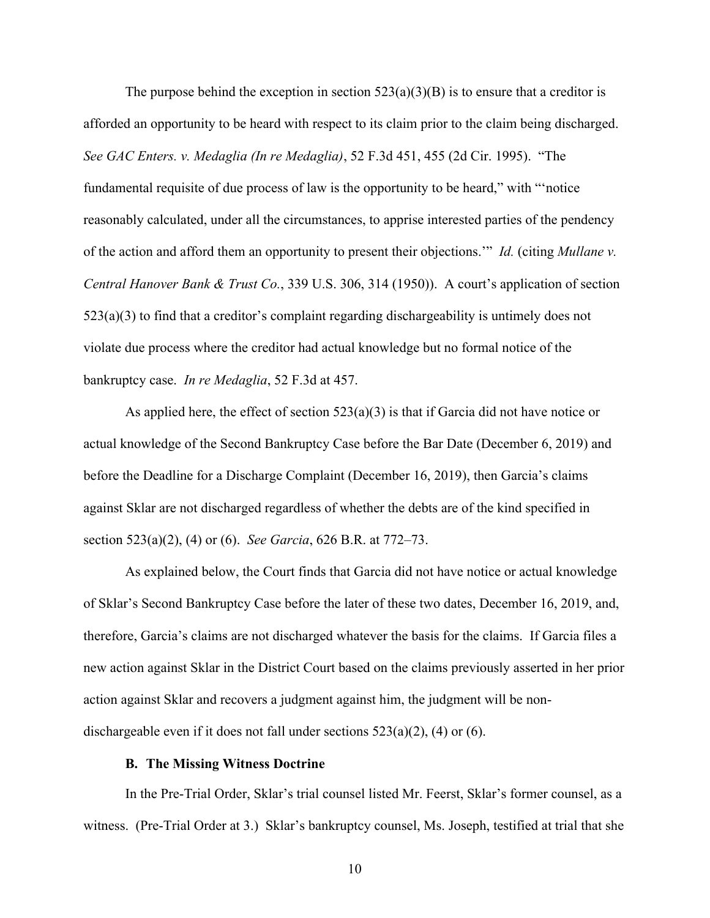The purpose behind the exception in section 523(a)(3)(B) is to ensure that a creditor is afforded an opportunity to be heard with respect to its claim prior to the claim being discharged. *See GAC Enters. v. Medaglia (In re Medaglia)*, 52 F.3d 451, 455 (2d Cir. 1995). "The fundamental requisite of due process of law is the opportunity to be heard," with "'notice reasonably calculated, under all the circumstances, to apprise interested parties of the pendency of the action and afford them an opportunity to present their objections.'" *Id.* (citing *Mullane v. Central Hanover Bank & Trust Co.*, 339 U.S. 306, 314 (1950)). A court's application of section 523(a)(3) to find that a creditor's complaint regarding dischargeability is untimely does not violate due process where the creditor had actual knowledge but no formal notice of the bankruptcy case. *In re Medaglia*, 52 F.3d at 457.

As applied here, the effect of section 523(a)(3) is that if Garcia did not have notice or actual knowledge of the Second Bankruptcy Case before the Bar Date (December 6, 2019) and before the Deadline for a Discharge Complaint (December 16, 2019), then Garcia's claims against Sklar are not discharged regardless of whether the debts are of the kind specified in section 523(a)(2), (4) or (6). *See Garcia*, 626 B.R. at 772–73.

As explained below, the Court finds that Garcia did not have notice or actual knowledge of Sklar's Second Bankruptcy Case before the later of these two dates, December 16, 2019, and, therefore, Garcia's claims are not discharged whatever the basis for the claims. If Garcia files a new action against Sklar in the District Court based on the claims previously asserted in her prior action against Sklar and recovers a judgment against him, the judgment will be non-dischargeable even if it does not fall under sections 523(a)(2), (4) or (6).

### B. The Missing Witness Doctrine

In the Pre-Trial Order, Sklar's trial counsel listed Mr. Feerst, Sklar's former counsel, as a witness. (Pre-Trial Order at 3.) Sklar's bankruptcy counsel, Ms. Joseph, testified at trial that she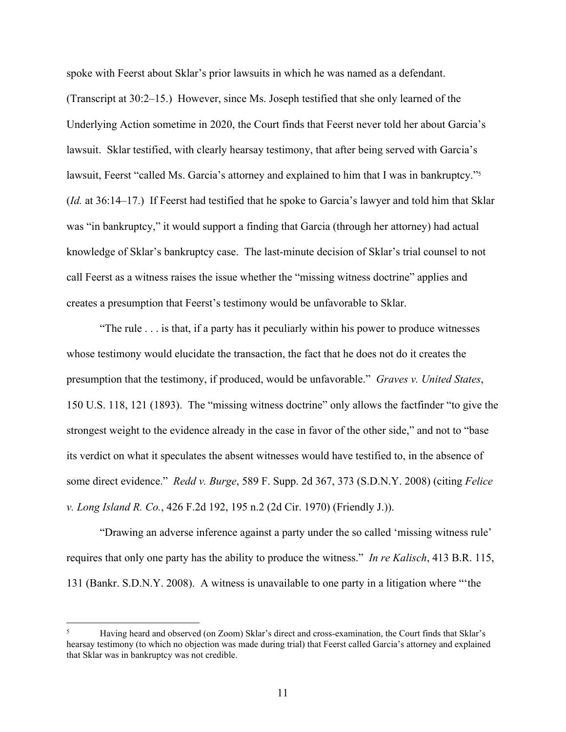spoke with Feerst about Sklar's prior lawsuits in which he was named as a defendant. (Transcript at 30:2–15.) However, since Ms. Joseph testified that she only learned of the Underlying Action sometime in 2020, the Court finds that Feerst never told her about Garcia's lawsuit. Sklar testified, with clearly hearsay testimony, that after being served with Garcia's lawsuit, Feerst "called Ms. Garcia's attorney and explained to him that I was in bankruptcy."[5] (*Id.* at 36:14–17.) If Feerst had testified that he spoke to Garcia's lawyer and told him that Sklar was "in bankruptcy," it would support a finding that Garcia (through her attorney) had actual knowledge of Sklar's bankruptcy case. The last-minute decision of Sklar's trial counsel to not call Feerst as a witness raises the issue whether the "missing witness doctrine" applies and creates a presumption that Feerst's testimony would be unfavorable to Sklar.

"The rule . . . is that, if a party has it peculiarly within his power to produce witnesses whose testimony would elucidate the transaction, the fact that he does not do it creates the presumption that the testimony, if produced, would be unfavorable." *Graves v. United States*, 150 U.S. 118, 121 (1893). The "missing witness doctrine" only allows the factfinder "to give the strongest weight to the evidence already in the case in favor of the other side," and not to "base its verdict on what it speculates the absent witnesses would have testified to, in the absence of some direct evidence." *Redd v. Burge*, 589 F. Supp. 2d 367, 373 (S.D.N.Y. 2008) (citing *Felice v. Long Island R. Co.*, 426 F.2d 192, 195 n.2 (2d Cir. 1970) (Friendly J.)).

"Drawing an adverse inference against a party under the so called 'missing witness rule' requires that only one party has the ability to produce the witness." *In re Kalisch*, 413 B.R. 115, 131 (Bankr. S.D.N.Y. 2008). A witness is unavailable to one party in a litigation where "'the

---

[5] Having heard and observed (on Zoom) Sklar's direct and cross-examination, the Court finds that Sklar's hearsay testimony (to which no objection was made during trial) that Feerst called Garcia's attorney and explained that Sklar was in bankruptcy was not credible.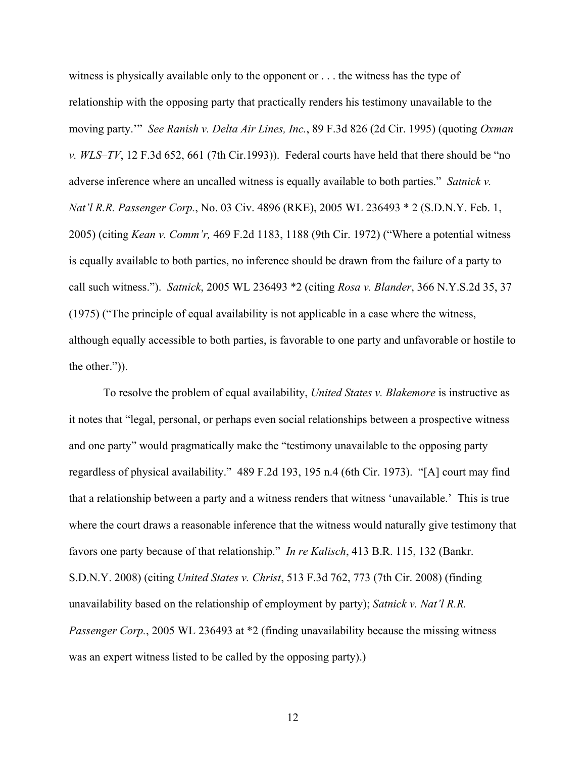witness is physically available only to the opponent or . . . the witness has the type of relationship with the opposing party that practically renders his testimony unavailable to the moving party.'" *See Ranish v. Delta Air Lines, Inc.*, 89 F.3d 826 (2d Cir. 1995) (quoting *Oxman v. WLS–TV*, 12 F.3d 652, 661 (7th Cir.1993)). Federal courts have held that there should be "no adverse inference where an uncalled witness is equally available to both parties." *Satnick v. Nat'l R.R. Passenger Corp.*, No. 03 Civ. 4896 (RKE), 2005 WL 236493 * 2 (S.D.N.Y. Feb. 1, 2005) (citing *Kean v. Comm'r,* 469 F.2d 1183, 1188 (9th Cir. 1972) ("Where a potential witness is equally available to both parties, no inference should be drawn from the failure of a party to call such witness."). *Satnick*, 2005 WL 236493 *2 (citing *Rosa v. Blander*, 366 N.Y.S.2d 35, 37 (1975) ("The principle of equal availability is not applicable in a case where the witness, although equally accessible to both parties, is favorable to one party and unfavorable or hostile to the other.")).

To resolve the problem of equal availability, *United States v. Blakemore* is instructive as it notes that "legal, personal, or perhaps even social relationships between a prospective witness and one party" would pragmatically make the "testimony unavailable to the opposing party regardless of physical availability." 489 F.2d 193, 195 n.4 (6th Cir. 1973). "[A] court may find that a relationship between a party and a witness renders that witness 'unavailable.' This is true where the court draws a reasonable inference that the witness would naturally give testimony that favors one party because of that relationship." *In re Kalisch*, 413 B.R. 115, 132 (Bankr. S.D.N.Y. 2008) (citing *United States v. Christ*, 513 F.3d 762, 773 (7th Cir. 2008) (finding unavailability based on the relationship of employment by party); *Satnick v. Nat'l R.R. Passenger Corp.*, 2005 WL 236493 at *2 (finding unavailability because the missing witness was an expert witness listed to be called by the opposing party).)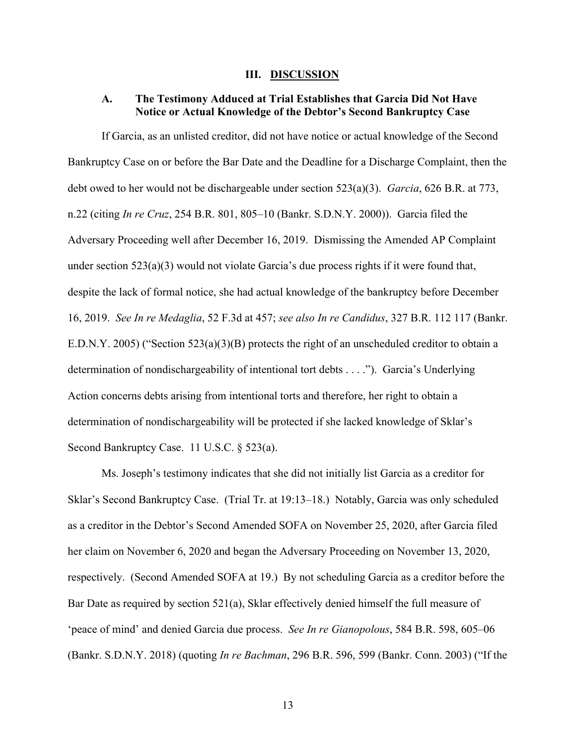## III. DISCUSSION

### A. The Testimony Adduced at Trial Establishes that Garcia Did Not Have Notice or Actual Knowledge of the Debtor's Second Bankruptcy Case

If Garcia, as an unlisted creditor, did not have notice or actual knowledge of the Second Bankruptcy Case on or before the Bar Date and the Deadline for a Discharge Complaint, then the debt owed to her would not be dischargeable under section 523(a)(3). *Garcia*, 626 B.R. at 773, n.22 (citing *In re Cruz*, 254 B.R. 801, 805–10 (Bankr. S.D.N.Y. 2000)). Garcia filed the Adversary Proceeding well after December 16, 2019. Dismissing the Amended AP Complaint under section 523(a)(3) would not violate Garcia's due process rights if it were found that, despite the lack of formal notice, she had actual knowledge of the bankruptcy before December 16, 2019. *See In re Medaglia*, 52 F.3d at 457; *see also In re Candidus*, 327 B.R. 112 117 (Bankr. E.D.N.Y. 2005) ("Section 523(a)(3)(B) protects the right of an unscheduled creditor to obtain a determination of nondischargeability of intentional tort debts . . . ."). Garcia's Underlying Action concerns debts arising from intentional torts and therefore, her right to obtain a determination of nondischargeability will be protected if she lacked knowledge of Sklar's Second Bankruptcy Case. 11 U.S.C. § 523(a).

Ms. Joseph's testimony indicates that she did not initially list Garcia as a creditor for Sklar's Second Bankruptcy Case. (Trial Tr. at 19:13–18.) Notably, Garcia was only scheduled as a creditor in the Debtor's Second Amended SOFA on November 25, 2020, after Garcia filed her claim on November 6, 2020 and began the Adversary Proceeding on November 13, 2020, respectively. (Second Amended SOFA at 19.) By not scheduling Garcia as a creditor before the Bar Date as required by section 521(a), Sklar effectively denied himself the full measure of 'peace of mind' and denied Garcia due process. *See In re Gianopolous*, 584 B.R. 598, 605–06 (Bankr. S.D.N.Y. 2018) (quoting *In re Bachman*, 296 B.R. 596, 599 (Bankr. Conn. 2003) ("If the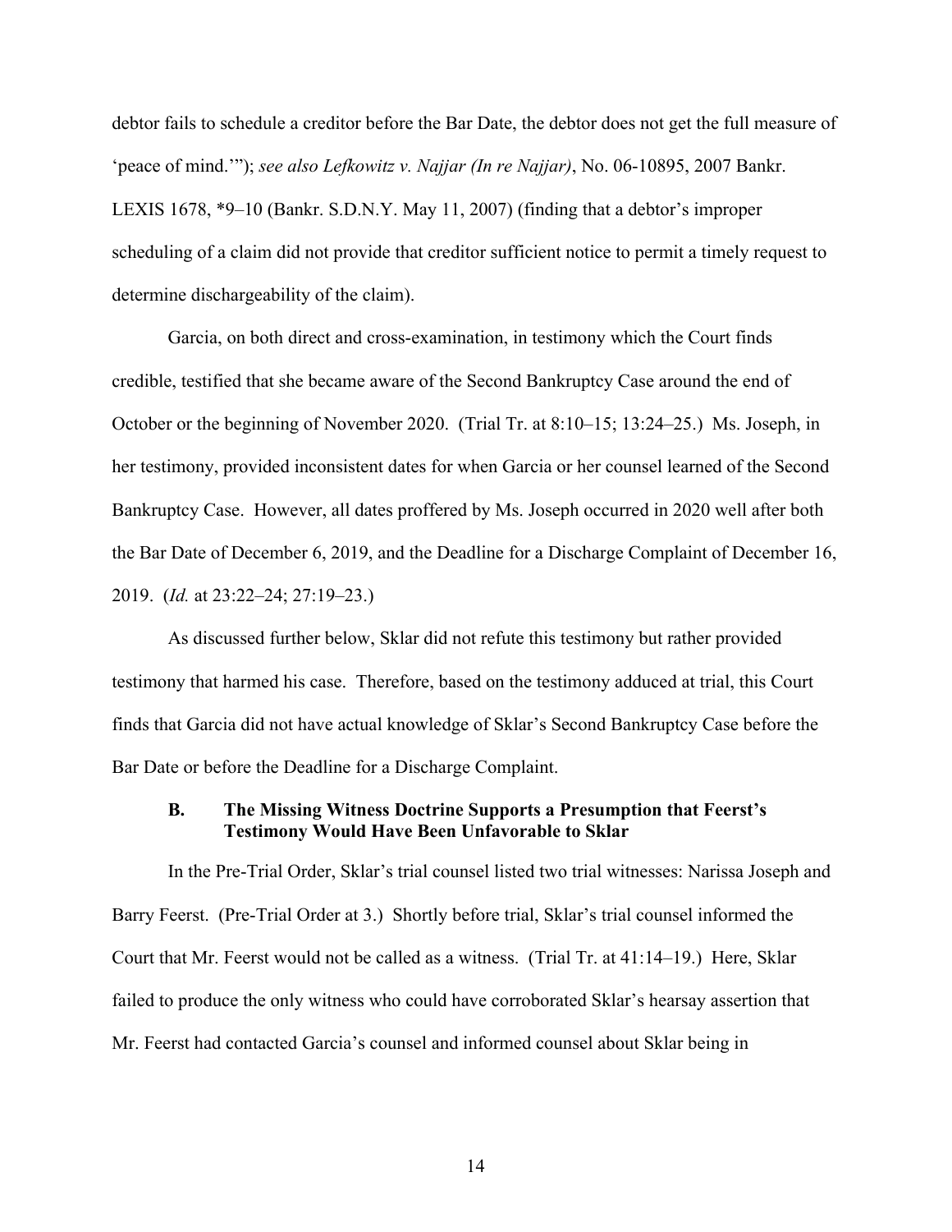debtor fails to schedule a creditor before the Bar Date, the debtor does not get the full measure of 'peace of mind.'"); *see also Lefkowitz v. Najjar (In re Najjar)*, No. 06-10895, 2007 Bankr. LEXIS 1678, *9–10 (Bankr. S.D.N.Y. May 11, 2007) (finding that a debtor's improper scheduling of a claim did not provide that creditor sufficient notice to permit a timely request to determine dischargeability of the claim).

Garcia, on both direct and cross-examination, in testimony which the Court finds credible, testified that she became aware of the Second Bankruptcy Case around the end of October or the beginning of November 2020. (Trial Tr. at 8:10–15; 13:24–25.) Ms. Joseph, in her testimony, provided inconsistent dates for when Garcia or her counsel learned of the Second Bankruptcy Case. However, all dates proffered by Ms. Joseph occurred in 2020 well after both the Bar Date of December 6, 2019, and the Deadline for a Discharge Complaint of December 16, 2019. (*Id.* at 23:22–24; 27:19–23.)

As discussed further below, Sklar did not refute this testimony but rather provided testimony that harmed his case. Therefore, based on the testimony adduced at trial, this Court finds that Garcia did not have actual knowledge of Sklar's Second Bankruptcy Case before the Bar Date or before the Deadline for a Discharge Complaint.

### B. The Missing Witness Doctrine Supports a Presumption that Feerst's Testimony Would Have Been Unfavorable to Sklar

In the Pre-Trial Order, Sklar's trial counsel listed two trial witnesses: Narissa Joseph and Barry Feerst. (Pre-Trial Order at 3.) Shortly before trial, Sklar's trial counsel informed the Court that Mr. Feerst would not be called as a witness. (Trial Tr. at 41:14–19.) Here, Sklar failed to produce the only witness who could have corroborated Sklar's hearsay assertion that Mr. Feerst had contacted Garcia's counsel and informed counsel about Sklar being in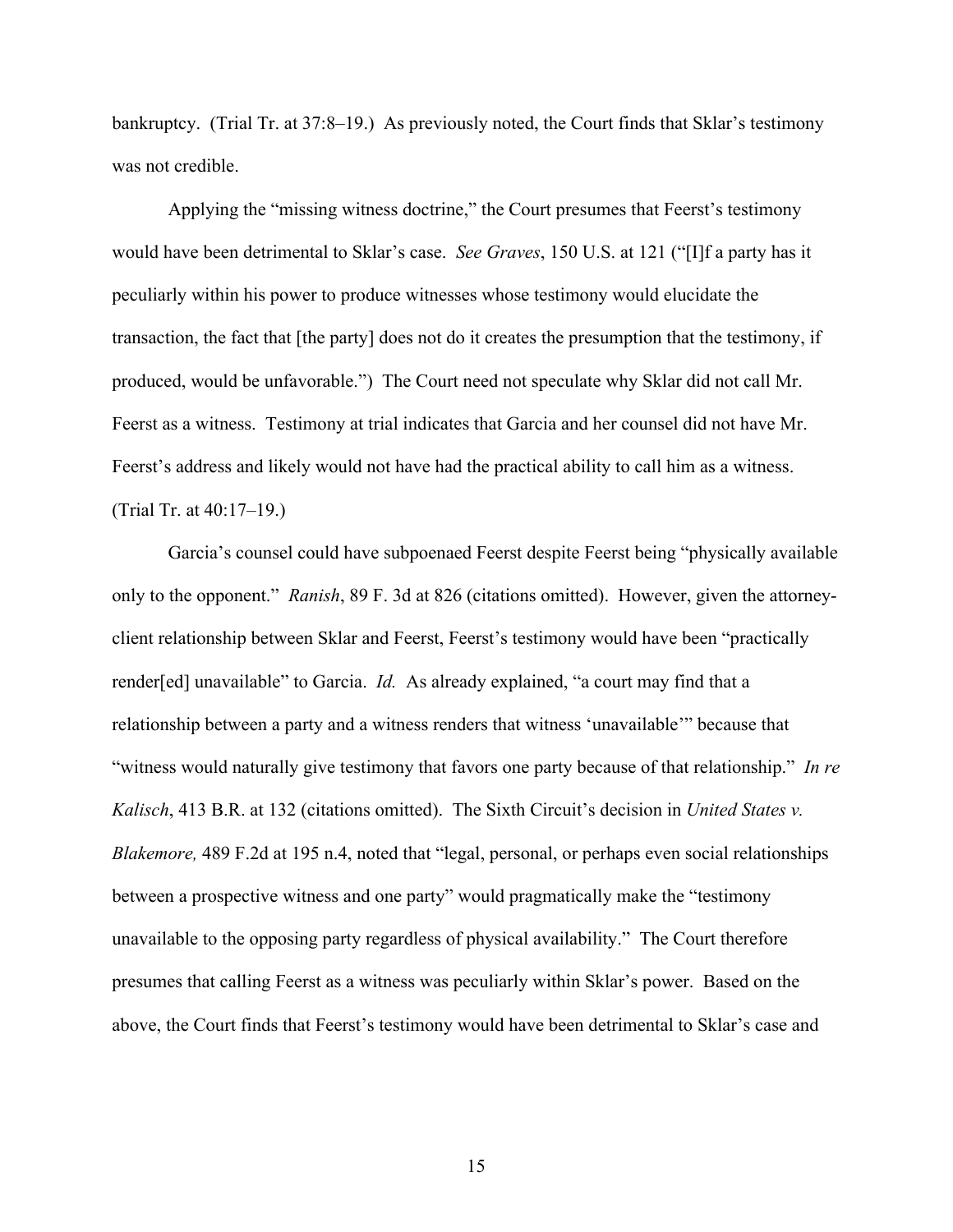bankruptcy. (Trial Tr. at 37:8–19.) As previously noted, the Court finds that Sklar's testimony was not credible.

Applying the "missing witness doctrine," the Court presumes that Feerst's testimony would have been detrimental to Sklar's case. *See Graves*, 150 U.S. at 121 ("[I]f a party has it peculiarly within his power to produce witnesses whose testimony would elucidate the transaction, the fact that [the party] does not do it creates the presumption that the testimony, if produced, would be unfavorable.") The Court need not speculate why Sklar did not call Mr. Feerst as a witness. Testimony at trial indicates that Garcia and her counsel did not have Mr. Feerst's address and likely would not have had the practical ability to call him as a witness. (Trial Tr. at 40:17–19.)

Garcia's counsel could have subpoenaed Feerst despite Feerst being "physically available only to the opponent." *Ranish*, 89 F. 3d at 826 (citations omitted). However, given the attorney-client relationship between Sklar and Feerst, Feerst's testimony would have been "practically render[ed] unavailable" to Garcia. *Id.* As already explained, "a court may find that a relationship between a party and a witness renders that witness 'unavailable'" because that "witness would naturally give testimony that favors one party because of that relationship." *In re Kalisch*, 413 B.R. at 132 (citations omitted). The Sixth Circuit's decision in *United States v. Blakemore,* 489 F.2d at 195 n.4, noted that "legal, personal, or perhaps even social relationships between a prospective witness and one party" would pragmatically make the "testimony unavailable to the opposing party regardless of physical availability." The Court therefore presumes that calling Feerst as a witness was peculiarly within Sklar's power. Based on the above, the Court finds that Feerst's testimony would have been detrimental to Sklar's case and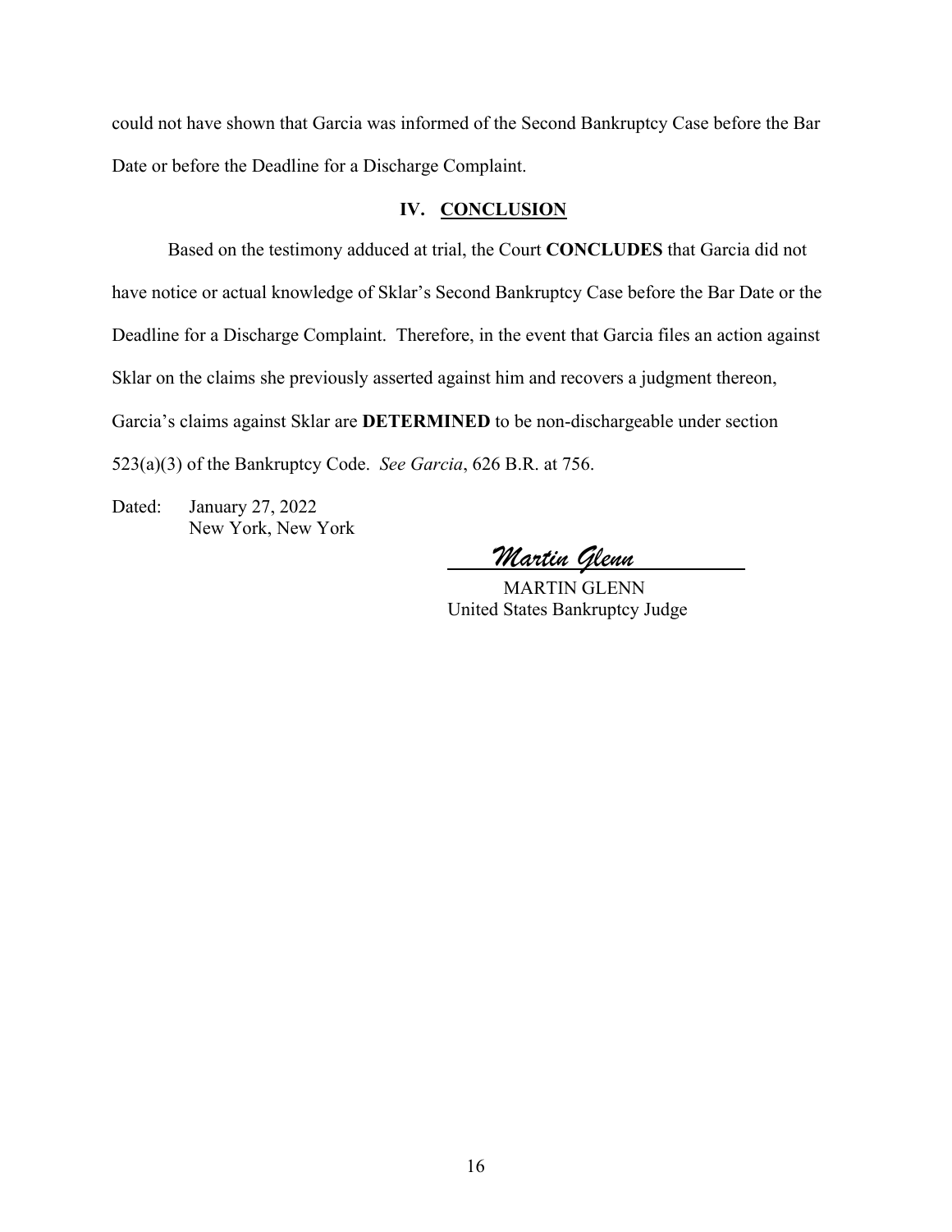could not have shown that Garcia was informed of the Second Bankruptcy Case before the Bar Date or before the Deadline for a Discharge Complaint.

## IV. CONCLUSION

Based on the testimony adduced at trial, the Court **CONCLUDES** that Garcia did not have notice or actual knowledge of Sklar's Second Bankruptcy Case before the Bar Date or the Deadline for a Discharge Complaint. Therefore, in the event that Garcia files an action against Sklar on the claims she previously asserted against him and recovers a judgment thereon, Garcia's claims against Sklar are **DETERMINED** to be non-dischargeable under section 523(a)(3) of the Bankruptcy Code. *See Garcia*, 626 B.R. at 756.

Dated: January 27, 2022
New York, New York

*Martin Glenn*

MARTIN GLENN
United States Bankruptcy Judge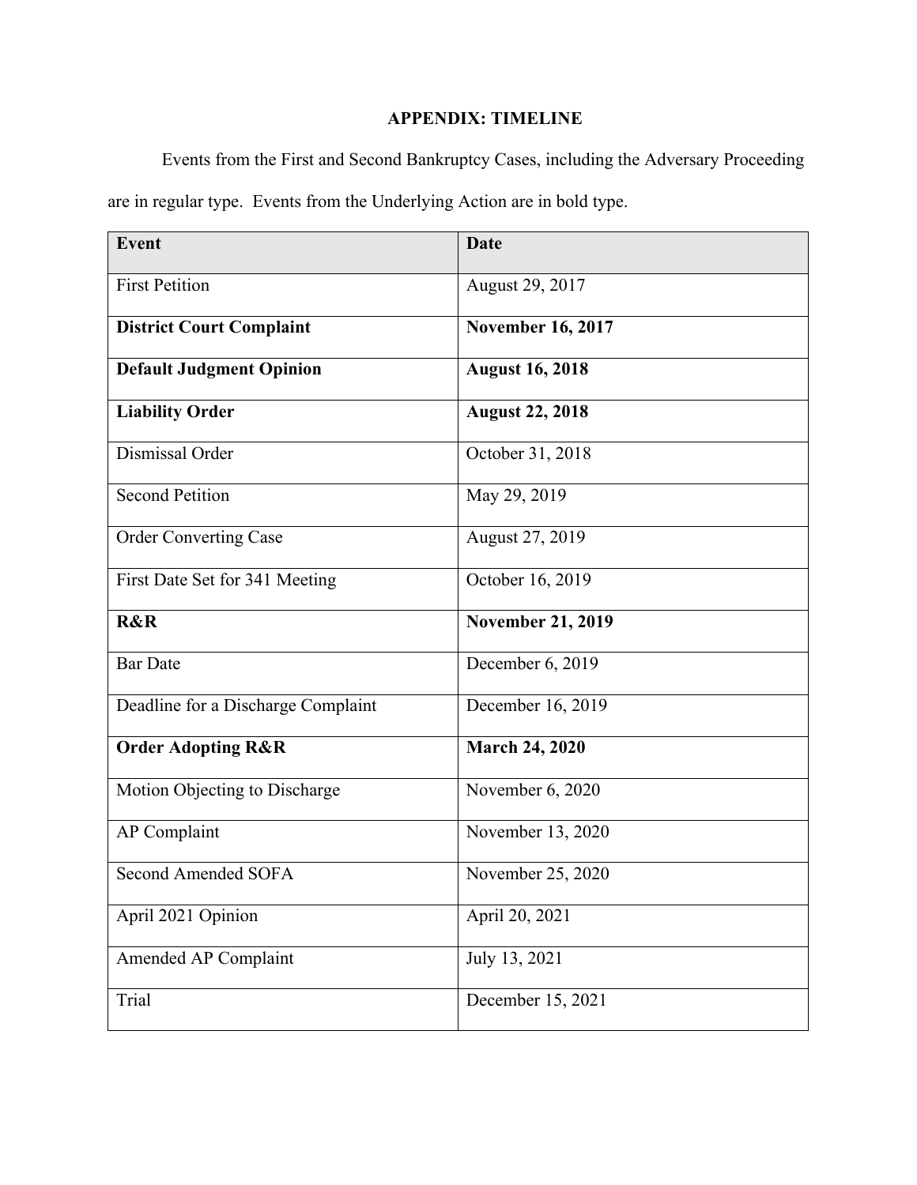**APPENDIX: TIMELINE**

Events from the First and Second Bankruptcy Cases, including the Adversary Proceeding are in regular type. Events from the Underlying Action are in bold type.

| Event | Date |
|---|---|
| First Petition | August 29, 2017 |
| **District Court Complaint** | **November 16, 2017** |
| **Default Judgment Opinion** | **August 16, 2018** |
| **Liability Order** | **August 22, 2018** |
| Dismissal Order | October 31, 2018 |
| Second Petition | May 29, 2019 |
| Order Converting Case | August 27, 2019 |
| First Date Set for 341 Meeting | October 16, 2019 |
| **R&R** | **November 21, 2019** |
| Bar Date | December 6, 2019 |
| Deadline for a Discharge Complaint | December 16, 2019 |
| **Order Adopting R&R** | **March 24, 2020** |
| Motion Objecting to Discharge | November 6, 2020 |
| AP Complaint | November 13, 2020 |
| Second Amended SOFA | November 25, 2020 |
| April 2021 Opinion | April 20, 2021 |
| Amended AP Complaint | July 13, 2021 |
| Trial | December 15, 2021 |